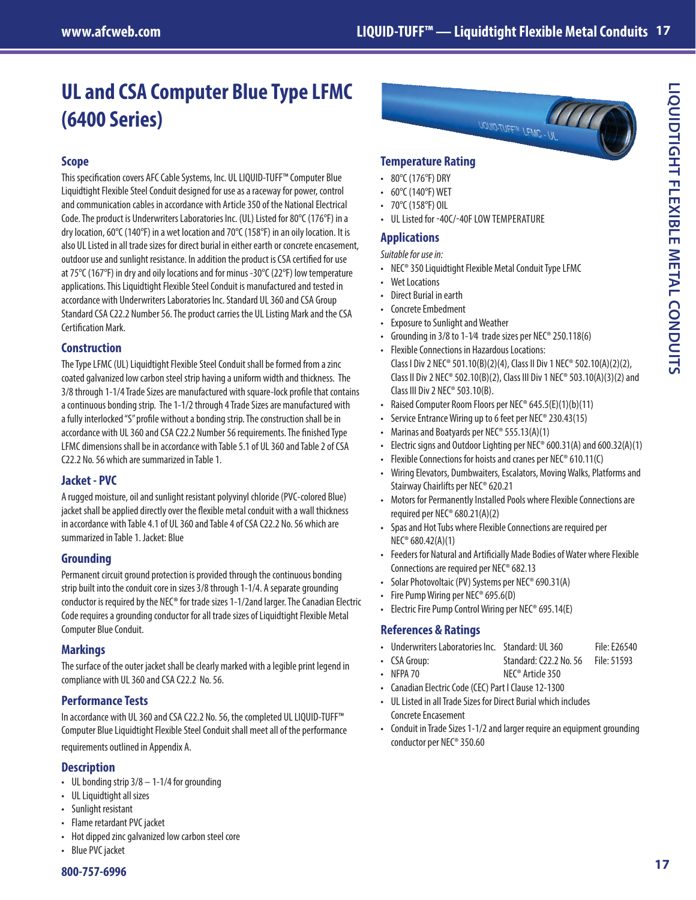# UL and CSA Computer Blue Type LFMC (6400 Series)

## Scope

This specification covers AFC Cable Systems, Inc. UL LIQUID-TUFF™ Computer Blue Liquidtight Flexible Steel Conduit designed for use as a raceway for power, control and communication cables in accordance with Article 350 of the National Electrical Code. The product is Underwriters Laboratories Inc. (UL) Listed for 80°C (176°F) in a dry location, 60°C (140°F) in a wet location and 70°C (158°F) in an oily location. It is also UL Listed in all trade sizes for direct burial in either earth or concrete encasement, outdoor use and sunlight resistance. In addition the product is CSA certified for use at 75°C (167°F) in dry and oily locations and for minus -30°C (22°F) low temperature applications. This Liquidtight Flexible Steel Conduit is manufactured and tested in accordance with Underwriters Laboratories Inc. Standard UL 360 and CSA Group Standard CSA C22.2 Number 56. The product carries the UL Listing Mark and the CSA Certification Mark.

## Construction

The Type LFMC (UL) Liquidtight Flexible Steel Conduit shall be formed from a zinc coated galvanized low carbon steel strip having a uniform width and thickness. The 3/8 through 1-1/4 Trade Sizes are manufactured with square-lock profile that contains a continuous bonding strip. The 1-1/2 through 4 Trade Sizes are manufactured with a fully interlocked "S" profile without a bonding strip. The construction shall be in accordance with UL 360 and CSA C22.2 Number 56 requirements. The finished Type LFMC dimensions shall be in accordance with Table 5.1 of UL 360 and Table 2 of CSA C22.2 No. 56 which are summarized in Table 1.

## Jacket - PVC

A rugged moisture, oil and sunlight resistant polyvinyl chloride (PVC-colored Blue) jacket shall be applied directly over the flexible metal conduit with a wall thickness in accordance with Table 4.1 of UL 360 and Table 4 of CSA C22.2 No. 56 which are summarized in Table 1. Jacket: Blue

## Grounding

Permanent circuit ground protection is provided through the continuous bonding strip built into the conduit core in sizes 3/8 through 1-1/4. A separate grounding conductor is required by the NEC® for trade sizes 1-1/2and larger. The Canadian Electric Code requires a grounding conductor for all trade sizes of Liquidtight Flexible Metal Computer Blue Conduit.

## Markings

The surface of the outer jacket shall be clearly marked with a legible print legend in compliance with UL 360 and CSA C22.2 No. 56.

## Performance Tests

In accordance with UL 360 and CSA C22.2 No. 56, the completed UL LIQUID-TUFF™ Computer Blue Liquidtight Flexible Steel Conduit shall meet all of the performance requirements outlined in Appendix A.

## Description

- UL bonding strip 3/8 – 1-1/4 for grounding
- UL Liquidtight all sizes
- Sunlight resistant
- Flame retardant PVC jacket
- Hot dipped zinc galvanized low carbon steel core
- Blue PVC jacket

## Temperature Rating

- 80°C (176°F) DRY
- 60°C (140°F) WET
- 70°C (158°F) OIL
- UL Listed for -40C/-40F LOW TEMPERATURE

## Applications

*Suitable for use in:*

- NEC® 350 Liquidtight Flexible Metal Conduit Type LFMC
- Wet Locations
- Direct Burial in earth
- Concrete Embedment
- Exposure to Sunlight and Weather
- Grounding in 3/8 to 1-1⁄4 trade sizes per NEC® 250.118(6)
- Flexible Connections in Hazardous Locations: Class I Div 2 NEC® 501.10(B)(2)(4), Class II Div 1 NEC® 502.10(A)(2)(2), Class II Div 2 NEC® 502.10(B)(2), Class III Div 1 NEC® 503.10(A)(3)(2) and Class III Div 2 NEC® 503.10(B).
- Raised Computer Room Floors per NEC® 645.5(E)(1)(b)(11)
- Service Entrance Wiring up to 6 feet per NEC® 230.43(15)
- Marinas and Boatyards per NEC® 555.13(A)(1)
- Electric signs and Outdoor Lighting per NEC® 600.31(A) and 600.32(A)(1)
- Flexible Connections for hoists and cranes per NEC® 610.11(C)
- Wiring Elevators, Dumbwaiters, Escalators, Moving Walks, Platforms and Stairway Chairlifts per NEC® 620.21
- Motors for Permanently Installed Pools where Flexible Connections are required per NEC® 680.21(A)(2)
- Spas and Hot Tubs where Flexible Connections are required per NEC® 680.42(A)(1)
- Feeders for Natural and Artificially Made Bodies of Water where Flexible Connections are required per NEC® 682.13
- Solar Photovoltaic (PV) Systems per NEC® 690.31(A)
- Fire Pump Wiring per NEC® 695.6(D)
- Electric Fire Pump Control Wiring per NEC® 695.14(E)

## References & Ratings

- Underwriters Laboratories Inc. Standard: UL 360 File: E26540
- CSA Group: Standard: C22.2 No. 56 File: 51593
- NFPA 70 NEC® Article 350
- Canadian Electric Code (CEC) Part I Clause 12-1300
- UL Listed in all Trade Sizes for Direct Burial which includes Concrete Encasement
- Conduit in Trade Sizes 1-1/2 and larger require an equipment grounding conductor per NEC® 350.60

800-757-6996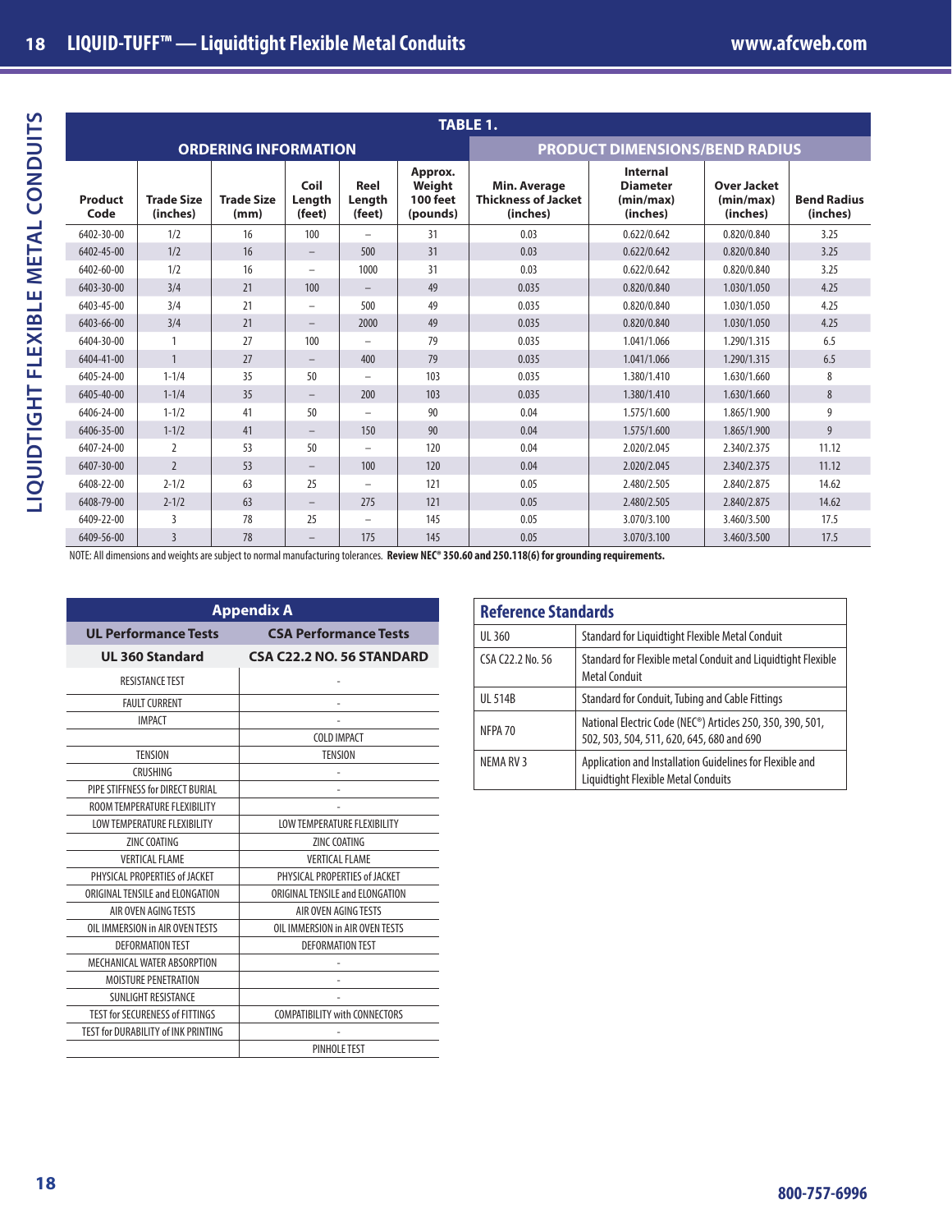# LIQUID-TUFF™ — Liquidtight Flexible Metal Conduits

LIQUIDTIGHT FLEXIBLE METAL CONDUITS

## TABLE 1.

| ORDERING INFORMATION | | | | | | PRODUCT DIMENSIONS/BEND RADIUS | | | |
|---|---|---|---|---|---|---|---|---|---|
| Product Code | Trade Size (inches) | Trade Size (mm) | Coil Length (feet) | Reel Length (feet) | Approx. Weight 100 feet (pounds) | Min. Average Thickness of Jacket (inches) | Internal Diameter (min/max) (inches) | Over Jacket (min/max) (inches) | Bend Radius (inches) |
| 6402-30-00 | 1/2 | 16 | 100 | – | 31 | 0.03 | 0.622/0.642 | 0.820/0.840 | 3.25 |
| 6402-45-00 | 1/2 | 16 | – | 500 | 31 | 0.03 | 0.622/0.642 | 0.820/0.840 | 3.25 |
| 6402-60-00 | 1/2 | 16 | – | 1000 | 31 | 0.03 | 0.622/0.642 | 0.820/0.840 | 3.25 |
| 6403-30-00 | 3/4 | 21 | 100 | – | 49 | 0.035 | 0.820/0.840 | 1.030/1.050 | 4.25 |
| 6403-45-00 | 3/4 | 21 | – | 500 | 49 | 0.035 | 0.820/0.840 | 1.030/1.050 | 4.25 |
| 6403-66-00 | 3/4 | 21 | – | 2000 | 49 | 0.035 | 0.820/0.840 | 1.030/1.050 | 4.25 |
| 6404-30-00 | 1 | 27 | 100 | – | 79 | 0.035 | 1.041/1.066 | 1.290/1.315 | 6.5 |
| 6404-41-00 | 1 | 27 | – | 400 | 79 | 0.035 | 1.041/1.066 | 1.290/1.315 | 6.5 |
| 6405-24-00 | 1-1/4 | 35 | 50 | – | 103 | 0.035 | 1.380/1.410 | 1.630/1.660 | 8 |
| 6405-40-00 | 1-1/4 | 35 | – | 200 | 103 | 0.035 | 1.380/1.410 | 1.630/1.660 | 8 |
| 6406-24-00 | 1-1/2 | 41 | 50 | – | 90 | 0.04 | 1.575/1.600 | 1.865/1.900 | 9 |
| 6406-35-00 | 1-1/2 | 41 | – | 150 | 90 | 0.04 | 1.575/1.600 | 1.865/1.900 | 9 |
| 6407-24-00 | 2 | 53 | 50 | – | 120 | 0.04 | 2.020/2.045 | 2.340/2.375 | 11.12 |
| 6407-30-00 | 2 | 53 | – | 100 | 120 | 0.04 | 2.020/2.045 | 2.340/2.375 | 11.12 |
| 6408-22-00 | 2-1/2 | 63 | 25 | – | 121 | 0.05 | 2.480/2.505 | 2.840/2.875 | 14.62 |
| 6408-79-00 | 2-1/2 | 63 | – | 275 | 121 | 0.05 | 2.480/2.505 | 2.840/2.875 | 14.62 |
| 6409-22-00 | 3 | 78 | 25 | – | 145 | 0.05 | 3.070/3.100 | 3.460/3.500 | 17.5 |
| 6409-56-00 | 3 | 78 | – | 175 | 145 | 0.05 | 3.070/3.100 | 3.460/3.500 | 17.5 |

NOTE: All dimensions and weights are subject to normal manufacturing tolerances. **Review NEC® 350.60 and 250.118(6) for grounding requirements.**

## Appendix A

| UL Performance Tests | CSA Performance Tests |
|---|---|
| **UL 360 Standard** | **CSA C22.2 NO. 56 STANDARD** |
| RESISTANCE TEST | - |
| FAULT CURRENT | - |
| IMPACT | - |
| | COLD IMPACT |
| TENSION | TENSION |
| CRUSHING | - |
| PIPE STIFFNESS for DIRECT BURIAL | - |
| ROOM TEMPERATURE FLEXIBILITY | - |
| LOW TEMPERATURE FLEXIBILITY | LOW TEMPERATURE FLEXIBILITY |
| ZINC COATING | ZINC COATING |
| VERTICAL FLAME | VERTICAL FLAME |
| PHYSICAL PROPERTIES of JACKET | PHYSICAL PROPERTIES of JACKET |
| ORIGINAL TENSILE and ELONGATION | ORIGINAL TENSILE and ELONGATION |
| AIR OVEN AGING TESTS | AIR OVEN AGING TESTS |
| OIL IMMERSION in AIR OVEN TESTS | OIL IMMERSION in AIR OVEN TESTS |
| DEFORMATION TEST | DEFORMATION TEST |
| MECHANICAL WATER ABSORPTION | - |
| MOISTURE PENETRATION | - |
| SUNLIGHT RESISTANCE | - |
| TEST for SECURENESS of FITTINGS | COMPATIBILITY with CONNECTORS |
| TEST for DURABILITY of INK PRINTING | - |
| | PINHOLE TEST |

## Reference Standards

| | |
|---|---|
| UL 360 | Standard for Liquidtight Flexible Metal Conduit |
| CSA C22.2 No. 56 | Standard for Flexible metal Conduit and Liquidtight Flexible Metal Conduit |
| UL 514B | Standard for Conduit, Tubing and Cable Fittings |
| NFPA 70 | National Electric Code (NEC®) Articles 250, 350, 390, 501, 502, 503, 504, 511, 620, 645, 680 and 690 |
| NEMA RV 3 | Application and Installation Guidelines for Flexible and Liquidtight Flexible Metal Conduits |

800-757-6996